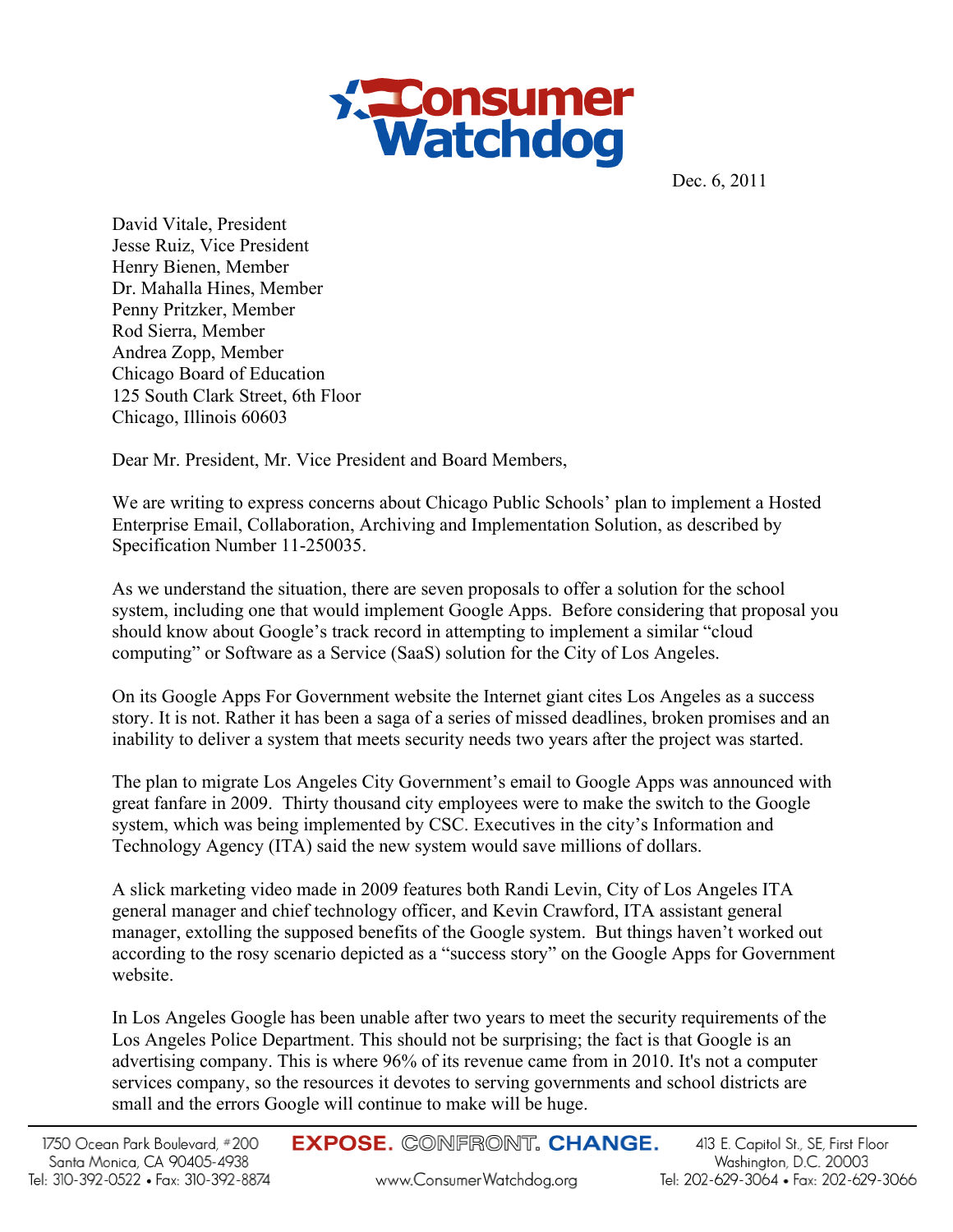# Consumer Watchdog

Dec. 6, 2011

David Vitale, President
Jesse Ruiz, Vice President
Henry Bienen, Member
Dr. Mahalla Hines, Member
Penny Pritzker, Member
Rod Sierra, Member
Andrea Zopp, Member
Chicago Board of Education
125 South Clark Street, 6th Floor
Chicago, Illinois 60603

Dear Mr. President, Mr. Vice President and Board Members,

We are writing to express concerns about Chicago Public Schools' plan to implement a Hosted Enterprise Email, Collaboration, Archiving and Implementation Solution, as described by Specification Number 11-250035.

As we understand the situation, there are seven proposals to offer a solution for the school system, including one that would implement Google Apps. Before considering that proposal you should know about Google's track record in attempting to implement a similar "cloud computing" or Software as a Service (SaaS) solution for the City of Los Angeles.

On its Google Apps For Government website the Internet giant cites Los Angeles as a success story. It is not. Rather it has been a saga of a series of missed deadlines, broken promises and an inability to deliver a system that meets security needs two years after the project was started.

The plan to migrate Los Angeles City Government's email to Google Apps was announced with great fanfare in 2009. Thirty thousand city employees were to make the switch to the Google system, which was being implemented by CSC. Executives in the city's Information and Technology Agency (ITA) said the new system would save millions of dollars.

A slick marketing video made in 2009 features both Randi Levin, City of Los Angeles ITA general manager and chief technology officer, and Kevin Crawford, ITA assistant general manager, extolling the supposed benefits of the Google system. But things haven't worked out according to the rosy scenario depicted as a "success story" on the Google Apps for Government website.

In Los Angeles Google has been unable after two years to meet the security requirements of the Los Angeles Police Department. This should not be surprising; the fact is that Google is an advertising company. This is where 96% of its revenue came from in 2010. It's not a computer services company, so the resources it devotes to serving governments and school districts are small and the errors Google will continue to make will be huge.

1750 Ocean Park Boulevard, #200
Santa Monica, CA 90405-4938
Tel: 310-392-0522 • Fax: 310-392-8874

EXPOSE. CONFRONT. CHANGE.
www.ConsumerWatchdog.org

413 E. Capitol St., SE, First Floor
Washington, D.C. 20003
Tel: 202-629-3064 • Fax: 202-629-3066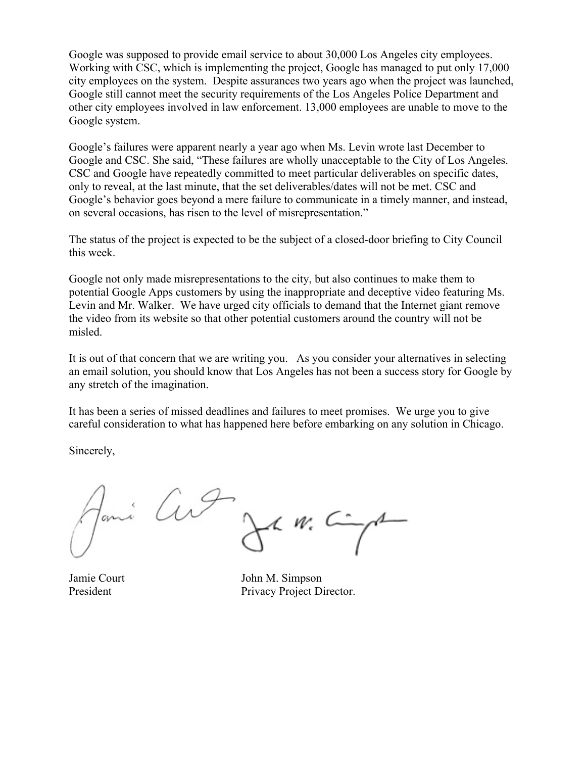Google was supposed to provide email service to about 30,000 Los Angeles city employees. Working with CSC, which is implementing the project, Google has managed to put only 17,000 city employees on the system. Despite assurances two years ago when the project was launched, Google still cannot meet the security requirements of the Los Angeles Police Department and other city employees involved in law enforcement. 13,000 employees are unable to move to the Google system.

Google's failures were apparent nearly a year ago when Ms. Levin wrote last December to Google and CSC. She said, "These failures are wholly unacceptable to the City of Los Angeles. CSC and Google have repeatedly committed to meet particular deliverables on specific dates, only to reveal, at the last minute, that the set deliverables/dates will not be met. CSC and Google's behavior goes beyond a mere failure to communicate in a timely manner, and instead, on several occasions, has risen to the level of misrepresentation."

The status of the project is expected to be the subject of a closed-door briefing to City Council this week.

Google not only made misrepresentations to the city, but also continues to make them to potential Google Apps customers by using the inappropriate and deceptive video featuring Ms. Levin and Mr. Walker. We have urged city officials to demand that the Internet giant remove the video from its website so that other potential customers around the country will not be misled.

It is out of that concern that we are writing you. As you consider your alternatives in selecting an email solution, you should know that Los Angeles has not been a success story for Google by any stretch of the imagination.

It has been a series of missed deadlines and failures to meet promises. We urge you to give careful consideration to what has happened here before embarking on any solution in Chicago.

Sincerely,

Jamie Court
President

John M. Simpson
Privacy Project Director.